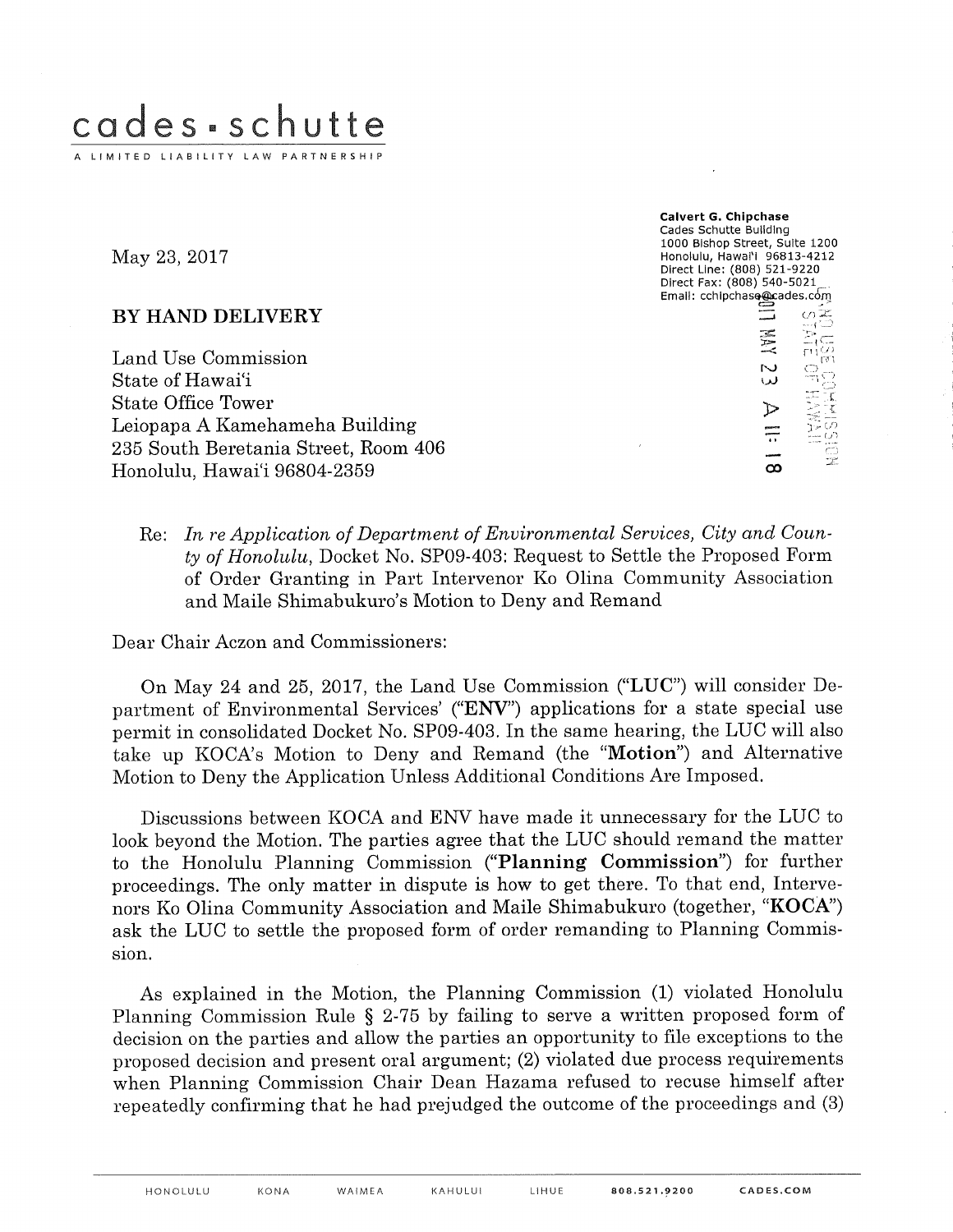# cades • schutte

A LIMITED LIABILITY LAW PARTNERSHIP

**Calvert G. Chipchase**
Cades Schutte Building
1000 Bishop Street, Suite 1200
Honolulu, Hawai'i 96813-4212
Direct Line: (808) 521-9220
Direct Fax: (808) 540-5021
Email: cchipchase@cades.com

May 23, 2017

2017 MAY 23 A 11: 18
LAND USE COMMISSION
STATE OF HAWAII

**BY HAND DELIVERY**

Land Use Commission
State of Hawai'i
State Office Tower
Leiopapa A Kamehameha Building
235 South Beretania Street, Room 406
Honolulu, Hawai'i 96804-2359

Re: *In re Application of Department of Environmental Services, City and County of Honolulu*, Docket No. SP09-403: Request to Settle the Proposed Form of Order Granting in Part Intervenor Ko Olina Community Association and Maile Shimabukuro's Motion to Deny and Remand

Dear Chair Aczon and Commissioners:

On May 24 and 25, 2017, the Land Use Commission ("**LUC**") will consider Department of Environmental Services' ("**ENV**") applications for a state special use permit in consolidated Docket No. SP09-403. In the same hearing, the LUC will also take up KOCA's Motion to Deny and Remand (the "**Motion**") and Alternative Motion to Deny the Application Unless Additional Conditions Are Imposed.

Discussions between KOCA and ENV have made it unnecessary for the LUC to look beyond the Motion. The parties agree that the LUC should remand the matter to the Honolulu Planning Commission ("**Planning Commission**") for further proceedings. The only matter in dispute is how to get there. To that end, Intervenors Ko Olina Community Association and Maile Shimabukuro (together, "**KOCA**") ask the LUC to settle the proposed form of order remanding to Planning Commission.

As explained in the Motion, the Planning Commission (1) violated Honolulu Planning Commission Rule § 2-75 by failing to serve a written proposed form of decision on the parties and allow the parties an opportunity to file exceptions to the proposed decision and present oral argument; (2) violated due process requirements when Planning Commission Chair Dean Hazama refused to recuse himself after repeatedly confirming that he had prejudged the outcome of the proceedings and (3)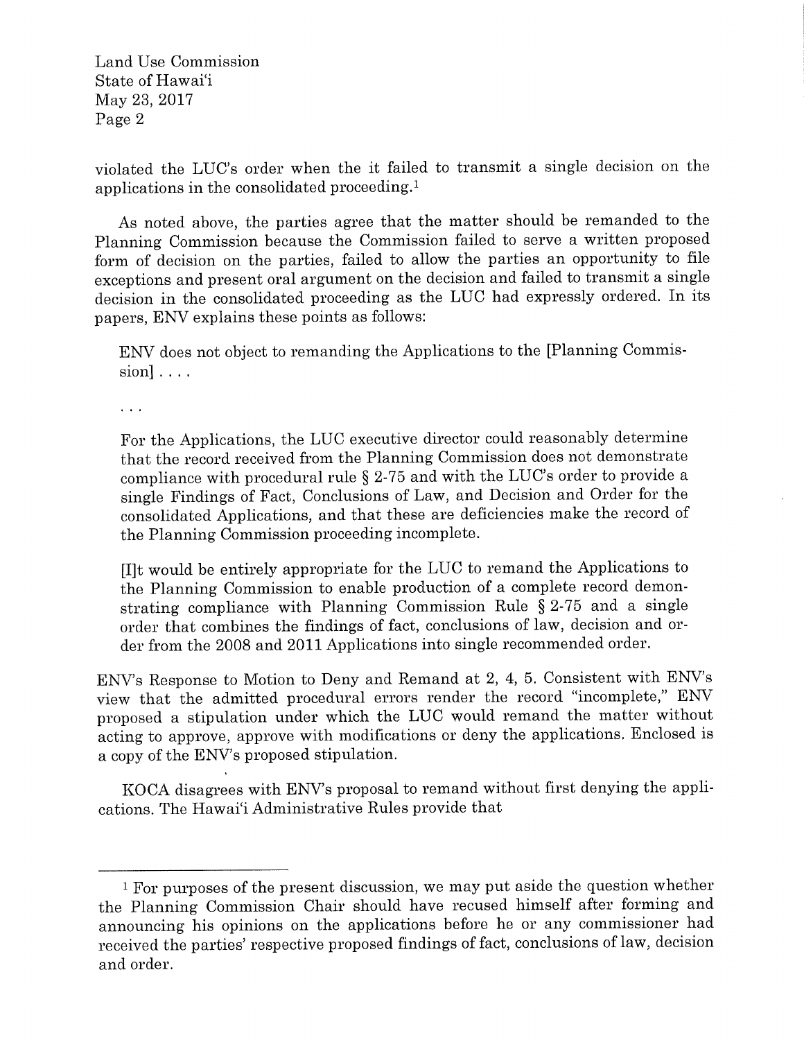violated the LUC's order when the it failed to transmit a single decision on the applications in the consolidated proceeding.[1]

As noted above, the parties agree that the matter should be remanded to the Planning Commission because the Commission failed to serve a written proposed form of decision on the parties, failed to allow the parties an opportunity to file exceptions and present oral argument on the decision and failed to transmit a single decision in the consolidated proceeding as the LUC had expressly ordered. In its papers, ENV explains these points as follows:

> ENV does not object to remanding the Applications to the [Planning Commission] . . . .
>
> . . .
>
> For the Applications, the LUC executive director could reasonably determine that the record received from the Planning Commission does not demonstrate compliance with procedural rule § 2-75 and with the LUC's order to provide a single Findings of Fact, Conclusions of Law, and Decision and Order for the consolidated Applications, and that these are deficiencies make the record of the Planning Commission proceeding incomplete.
>
> [I]t would be entirely appropriate for the LUC to remand the Applications to the Planning Commission to enable production of a complete record demonstrating compliance with Planning Commission Rule § 2-75 and a single order that combines the findings of fact, conclusions of law, decision and order from the 2008 and 2011 Applications into single recommended order.

ENV's Response to Motion to Deny and Remand at 2, 4, 5. Consistent with ENV's view that the admitted procedural errors render the record "incomplete," ENV proposed a stipulation under which the LUC would remand the matter without acting to approve, approve with modifications or deny the applications. Enclosed is a copy of the ENV's proposed stipulation.

KOCA disagrees with ENV's proposal to remand without first denying the applications. The Hawai'i Administrative Rules provide that

---

[1] For purposes of the present discussion, we may put aside the question whether the Planning Commission Chair should have recused himself after forming and announcing his opinions on the applications before he or any commissioner had received the parties' respective proposed findings of fact, conclusions of law, decision and order.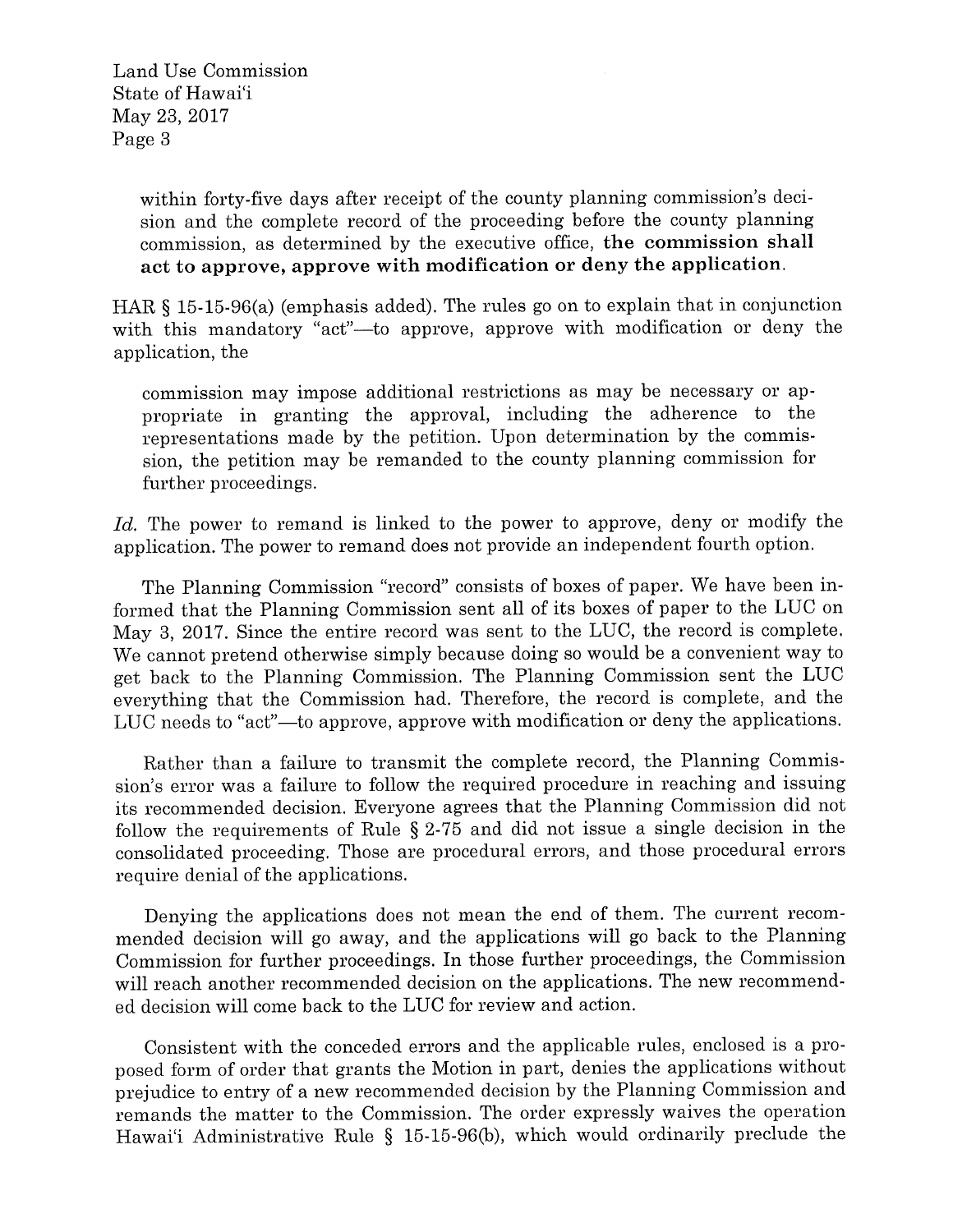> within forty-five days after receipt of the county planning commission's decision and the complete record of the proceeding before the county planning commission, as determined by the executive office, **the commission shall act to approve, approve with modification or deny the application.**

HAR § 15-15-96(a) (emphasis added). The rules go on to explain that in conjunction with this mandatory "act"—to approve, approve with modification or deny the application, the

> commission may impose additional restrictions as may be necessary or appropriate in granting the approval, including the adherence to the representations made by the petition. Upon determination by the commission, the petition may be remanded to the county planning commission for further proceedings.

*Id.* The power to remand is linked to the power to approve, deny or modify the application. The power to remand does not provide an independent fourth option.

The Planning Commission "record" consists of boxes of paper. We have been informed that the Planning Commission sent all of its boxes of paper to the LUC on May 3, 2017. Since the entire record was sent to the LUC, the record is complete. We cannot pretend otherwise simply because doing so would be a convenient way to get back to the Planning Commission. The Planning Commission sent the LUC everything that the Commission had. Therefore, the record is complete, and the LUC needs to "act"—to approve, approve with modification or deny the applications.

Rather than a failure to transmit the complete record, the Planning Commission's error was a failure to follow the required procedure in reaching and issuing its recommended decision. Everyone agrees that the Planning Commission did not follow the requirements of Rule § 2-75 and did not issue a single decision in the consolidated proceeding. Those are procedural errors, and those procedural errors require denial of the applications.

Denying the applications does not mean the end of them. The current recommended decision will go away, and the applications will go back to the Planning Commission for further proceedings. In those further proceedings, the Commission will reach another recommended decision on the applications. The new recommended decision will come back to the LUC for review and action.

Consistent with the conceded errors and the applicable rules, enclosed is a proposed form of order that grants the Motion in part, denies the applications without prejudice to entry of a new recommended decision by the Planning Commission and remands the matter to the Commission. The order expressly waives the operation Hawai'i Administrative Rule § 15-15-96(b), which would ordinarily preclude the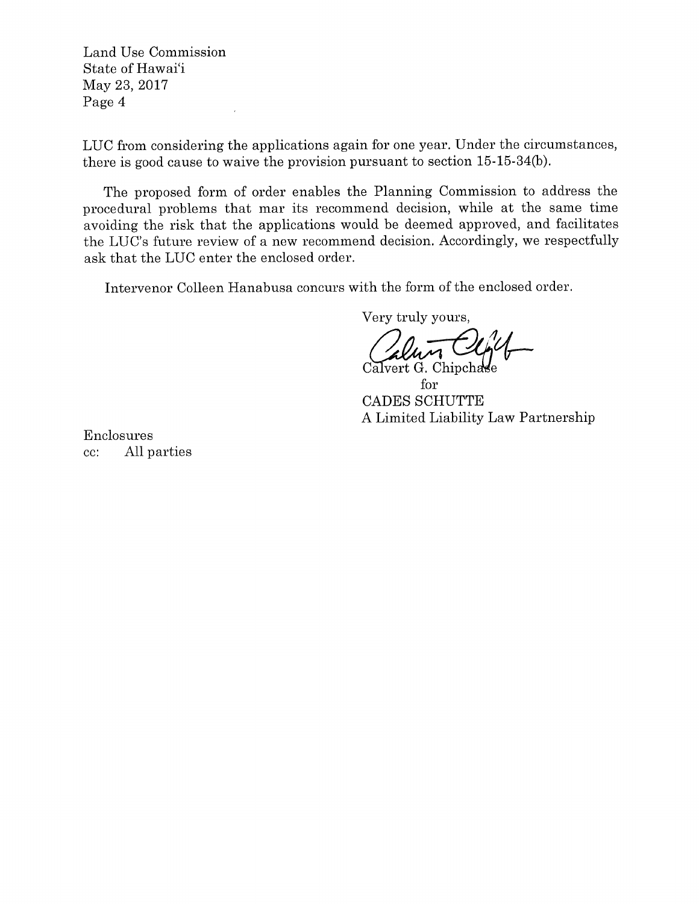LUC from considering the applications again for one year. Under the circumstances, there is good cause to waive the provision pursuant to section 15-15-34(b).

The proposed form of order enables the Planning Commission to address the procedural problems that mar its recommend decision, while at the same time avoiding the risk that the applications would be deemed approved, and facilitates the LUC's future review of a new recommend decision. Accordingly, we respectfully ask that the LUC enter the enclosed order.

Intervenor Colleen Hanabusa concurs with the form of the enclosed order.

Very truly yours,

Calvert G. Chipchase
for
CADES SCHUTTE
A Limited Liability Law Partnership

Enclosures
cc: All parties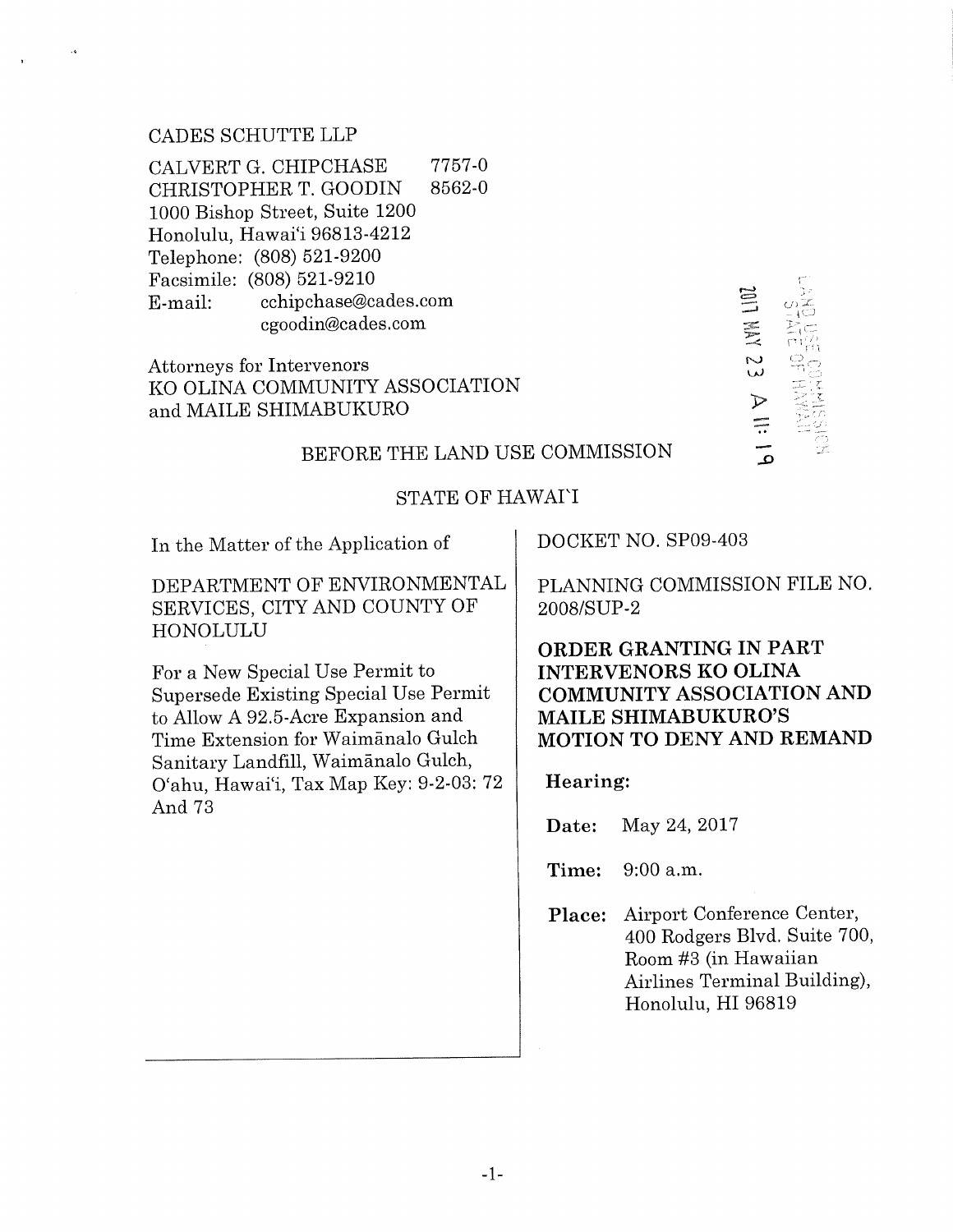CADES SCHUTTE LLP

CALVERT G. CHIPCHASE 7757-0
CHRISTOPHER T. GOODIN 8562-0
1000 Bishop Street, Suite 1200
Honolulu, Hawai'i 96813-4212
Telephone: (808) 521-9200
Facsimile: (808) 521-9210
E-mail: cchipchase@cades.com
cgoodin@cades.com

Attorneys for Intervenors
KO OLINA COMMUNITY ASSOCIATION
and MAILE SHIMABUKURO

LAND USE COMMISSION
STATE OF HAWAII
2017 MAY 23 A 11: 19

BEFORE THE LAND USE COMMISSION

STATE OF HAWAI'I

| | |
|---|---|
| In the Matter of the Application of<br><br>DEPARTMENT OF ENVIRONMENTAL SERVICES, CITY AND COUNTY OF HONOLULU<br><br>For a New Special Use Permit to Supersede Existing Special Use Permit to Allow A 92.5-Acre Expansion and Time Extension for Waimānalo Gulch Sanitary Landfill, Waimānalo Gulch, O'ahu, Hawai'i, Tax Map Key: 9-2-03: 72 And 73 | DOCKET NO. SP09-403<br><br>PLANNING COMMISSION FILE NO. 2008/SUP-2<br><br>**ORDER GRANTING IN PART INTERVENORS KO OLINA COMMUNITY ASSOCIATION AND MAILE SHIMABUKURO'S MOTION TO DENY AND REMAND**<br><br>**Hearing:**<br><br>**Date:** May 24, 2017<br><br>**Time:** 9:00 a.m.<br><br>**Place:** Airport Conference Center, 400 Rodgers Blvd. Suite 700, Room #3 (in Hawaiian Airlines Terminal Building), Honolulu, HI 96819 |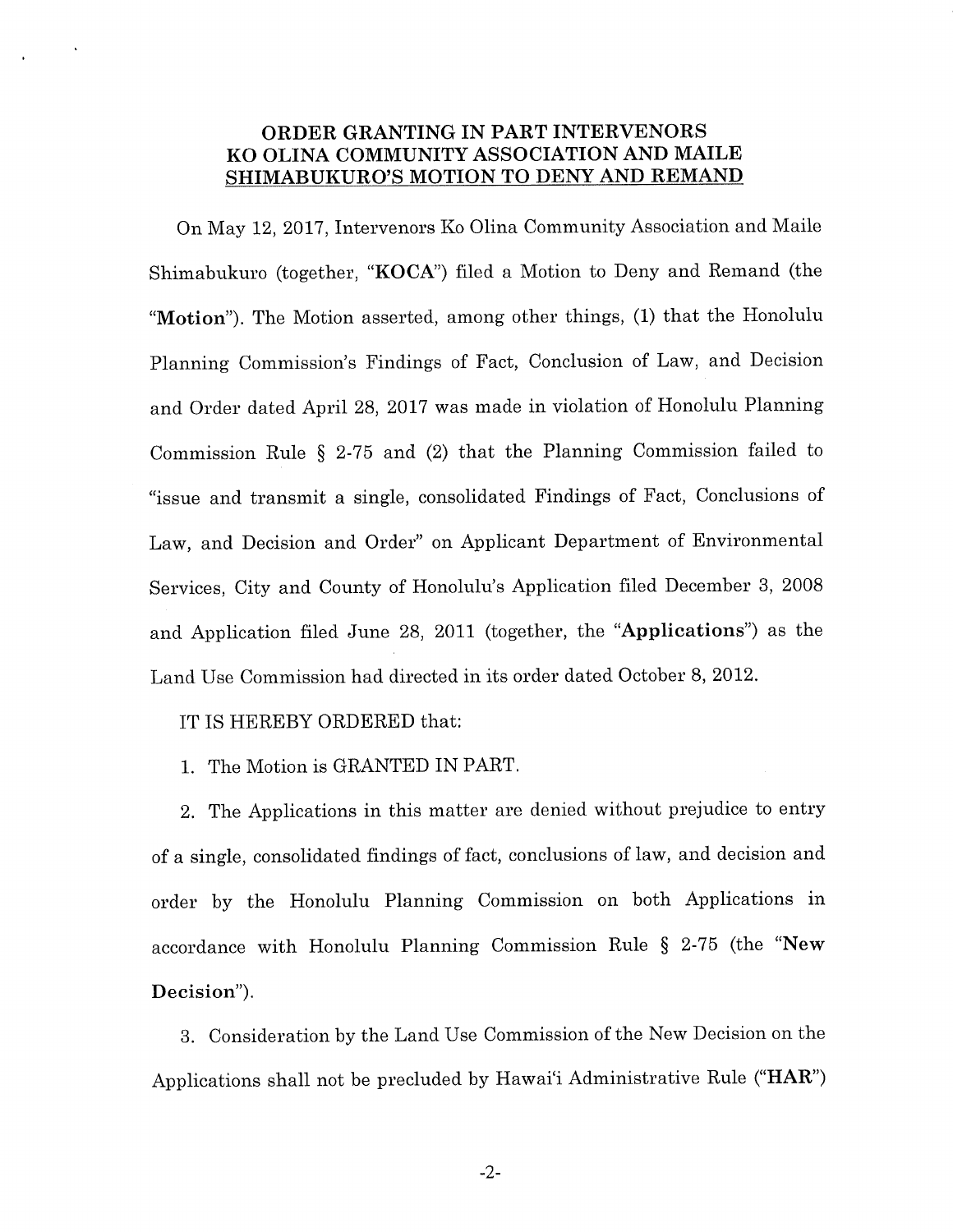## ORDER GRANTING IN PART INTERVENORS KO OLINA COMMUNITY ASSOCIATION AND MAILE SHIMABUKURO'S MOTION TO DENY AND REMAND

On May 12, 2017, Intervenors Ko Olina Community Association and Maile Shimabukuro (together, "**KOCA**") filed a Motion to Deny and Remand (the "**Motion**"). The Motion asserted, among other things, (1) that the Honolulu Planning Commission's Findings of Fact, Conclusion of Law, and Decision and Order dated April 28, 2017 was made in violation of Honolulu Planning Commission Rule § 2-75 and (2) that the Planning Commission failed to "issue and transmit a single, consolidated Findings of Fact, Conclusions of Law, and Decision and Order" on Applicant Department of Environmental Services, City and County of Honolulu's Application filed December 3, 2008 and Application filed June 28, 2011 (together, the "**Applications**") as the Land Use Commission had directed in its order dated October 8, 2012.

IT IS HEREBY ORDERED that:

1. The Motion is GRANTED IN PART.

2. The Applications in this matter are denied without prejudice to entry of a single, consolidated findings of fact, conclusions of law, and decision and order by the Honolulu Planning Commission on both Applications in accordance with Honolulu Planning Commission Rule § 2-75 (the "**New Decision**").

3. Consideration by the Land Use Commission of the New Decision on the Applications shall not be precluded by Hawai'i Administrative Rule ("**HAR**")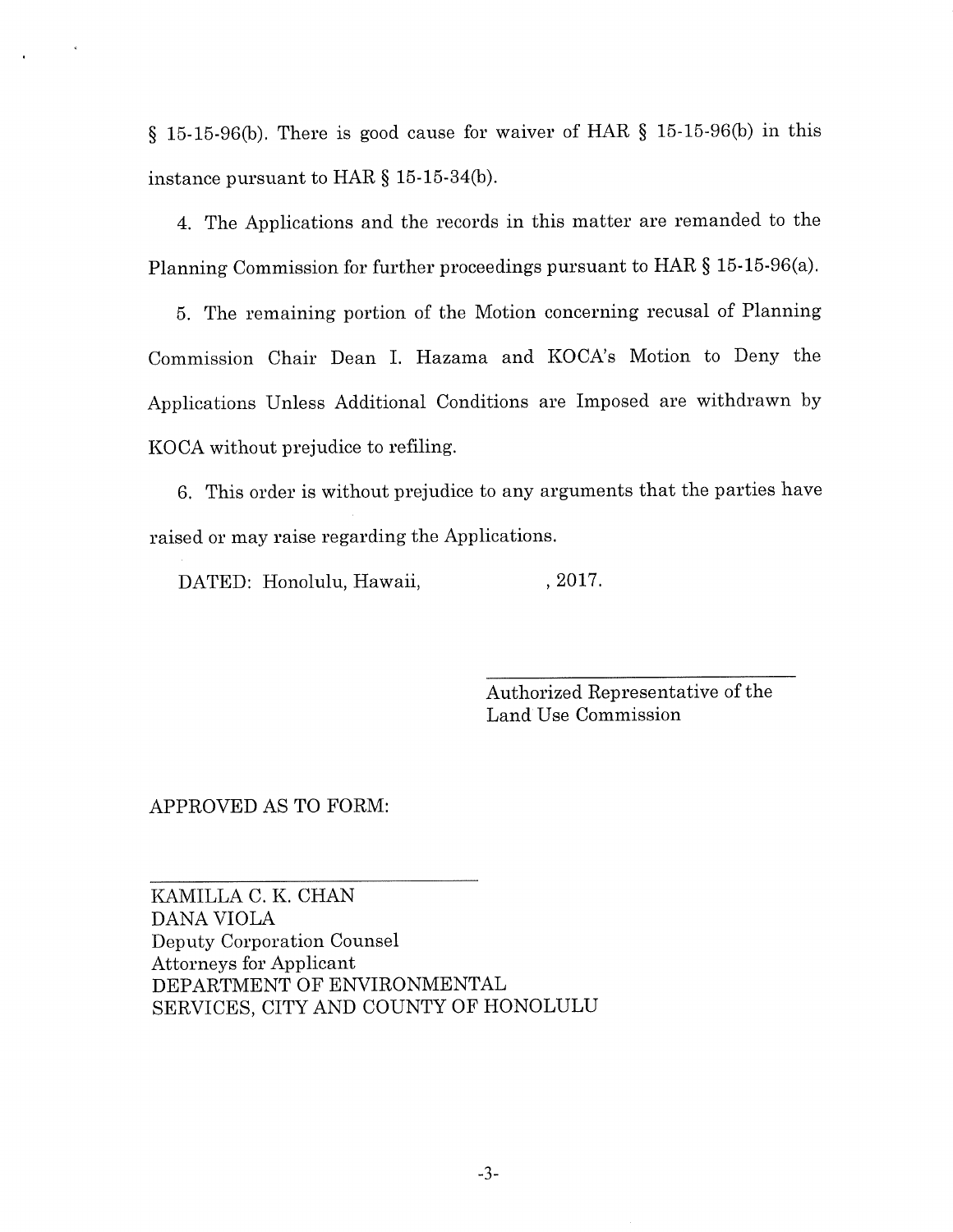§ 15-15-96(b). There is good cause for waiver of HAR § 15-15-96(b) in this instance pursuant to HAR § 15-15-34(b).

4. The Applications and the records in this matter are remanded to the Planning Commission for further proceedings pursuant to HAR § 15-15-96(a).

5. The remaining portion of the Motion concerning recusal of Planning Commission Chair Dean I. Hazama and KOCA's Motion to Deny the Applications Unless Additional Conditions are Imposed are withdrawn by KOCA without prejudice to refiling.

6. This order is without prejudice to any arguments that the parties have raised or may raise regarding the Applications.

DATED: Honolulu, Hawaii, , 2017.

\_\_\_\_\_\_\_\_\_\_\_\_\_\_\_\_\_\_\_\_\_\_\_\_\_\_\_\_\_\_
Authorized Representative of the
Land Use Commission

APPROVED AS TO FORM:

\_\_\_\_\_\_\_\_\_\_\_\_\_\_\_\_\_\_\_\_\_\_\_\_\_\_\_\_\_\_
KAMILLA C. K. CHAN
DANA VIOLA
Deputy Corporation Counsel
Attorneys for Applicant
DEPARTMENT OF ENVIRONMENTAL
SERVICES, CITY AND COUNTY OF HONOLULU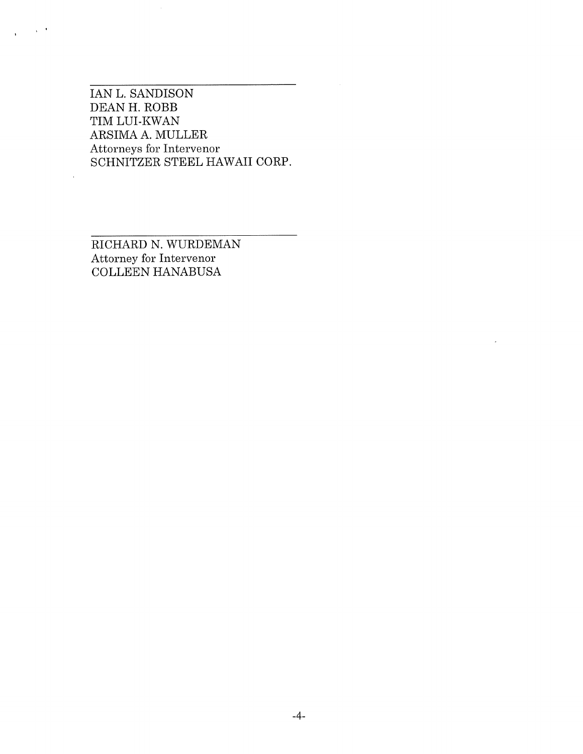\_\_\_\_\_\_\_\_\_\_\_\_\_\_\_\_\_\_\_\_\_\_\_\_\_\_\_\_\_\_\_\_\_\_

IAN L. SANDISON
DEAN H. ROBB
TIM LUI-KWAN
ARSIMA A. MULLER
Attorneys for Intervenor
SCHNITZER STEEL HAWAII CORP.

\_\_\_\_\_\_\_\_\_\_\_\_\_\_\_\_\_\_\_\_\_\_\_\_\_\_\_\_\_\_\_\_\_\_

RICHARD N. WURDEMAN
Attorney for Intervenor
COLLEEN HANABUSA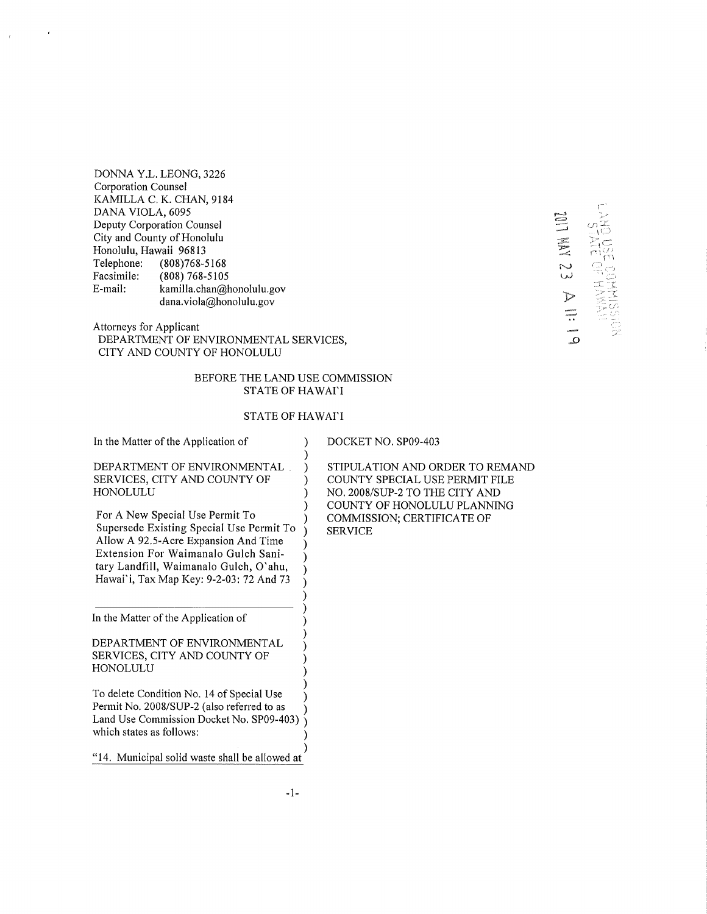DONNA Y.L. LEONG, 3226
Corporation Counsel
KAMILLA C. K. CHAN, 9184
DANA VIOLA, 6095
Deputy Corporation Counsel
City and County of Honolulu
Honolulu, Hawaii 96813
Telephone: (808)768-5168
Facsimile: (808) 768-5105
E-mail: kamilla.chan@honolulu.gov
dana.viola@honolulu.gov

2017 MAY 23 A 11:19

LAND USE COMMISSION
STATE OF HAWAII

Attorneys for Applicant
DEPARTMENT OF ENVIRONMENTAL SERVICES,
CITY AND COUNTY OF HONOLULU

BEFORE THE LAND USE COMMISSION
STATE OF HAWAI'I

STATE OF HAWAI'I

| | |
|---|---|
| In the Matter of the Application of<br><br>DEPARTMENT OF ENVIRONMENTAL SERVICES, CITY AND COUNTY OF HONOLULU<br><br>For A New Special Use Permit To Supersede Existing Special Use Permit To Allow A 92.5-Acre Expansion And Time Extension For Waimanalo Gulch Sanitary Landfill, Waimanalo Gulch, O'ahu, Hawai'i, Tax Map Key: 9-2-03: 72 And 73 | DOCKET NO. SP09-403<br><br>STIPULATION AND ORDER TO REMAND COUNTY SPECIAL USE PERMIT FILE NO. 2008/SUP-2 TO THE CITY AND COUNTY OF HONOLULU PLANNING COMMISSION; CERTIFICATE OF SERVICE |
| In the Matter of the Application of<br><br>DEPARTMENT OF ENVIRONMENTAL SERVICES, CITY AND COUNTY OF HONOLULU<br><br>To delete Condition No. 14 of Special Use Permit No. 2008/SUP-2 (also referred to as Land Use Commission Docket No. SP09-403) which states as follows:<br><br>"14. Municipal solid waste shall be allowed at | |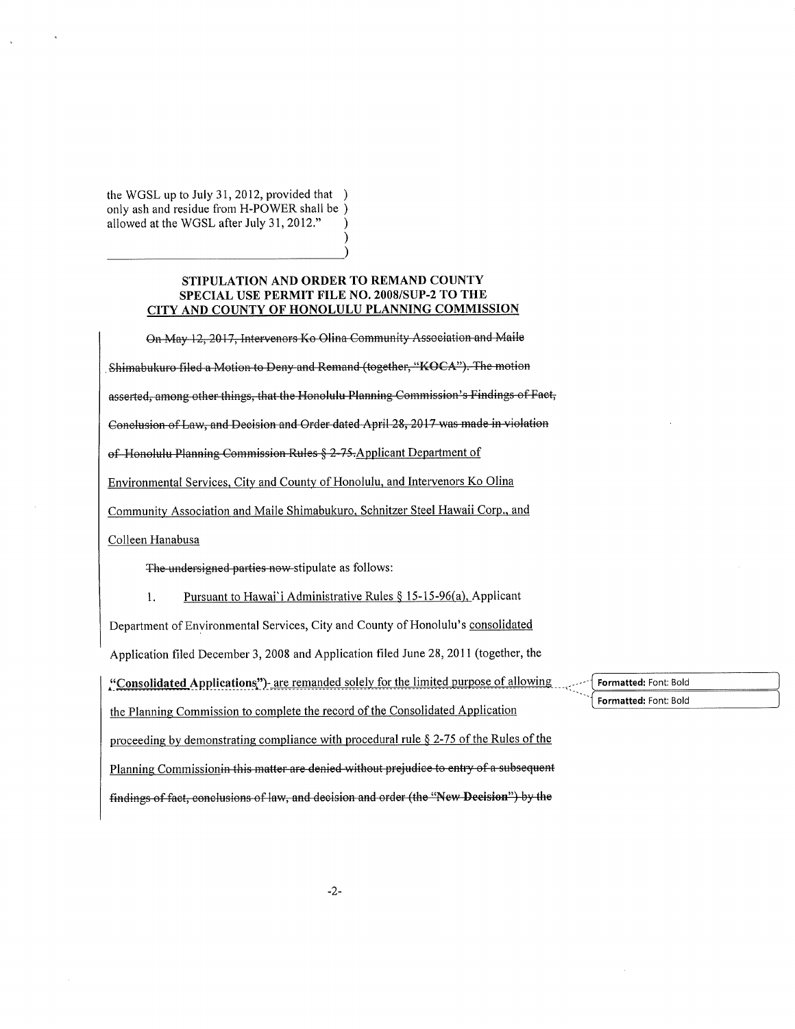the WGSL up to July 31, 2012, provided that )
only ash and residue from H-POWER shall be )
allowed at the WGSL after July 31, 2012." )

**STIPULATION AND ORDER TO REMAND COUNTY SPECIAL USE PERMIT FILE NO. 2008/SUP-2 TO THE CITY AND COUNTY OF HONOLULU PLANNING COMMISSION**

~~On May 12, 2017, Intervenors Ko Olina Community Association and Maile Shimabukuro filed a Motion to Deny and Remand (together, "KOCA"). The motion asserted, among other things, that the Honolulu Planning Commission's Findings of Fact, Conclusion of Law, and Decision and Order dated April 28, 2017 was made in violation of Honolulu Planning Commission Rules § 2-75.~~Applicant Department of Environmental Services, City and County of Honolulu, and Intervenors Ko Olina Community Association and Maile Shimabukuro, Schnitzer Steel Hawaii Corp., and Colleen Hanabusa

~~The undersigned parties now~~ stipulate as follows:

1. Pursuant to Hawai`i Administrative Rules § 15-15-96(a), Applicant Department of Environmental Services, City and County of Honolulu's consolidated Application filed December 3, 2008 and Application filed June 28, 2011 (together, the **"Consolidated Applications"**)- are remanded solely for the limited purpose of allowing the Planning Commission to complete the record of the Consolidated Application proceeding by demonstrating compliance with procedural rule § 2-75 of the Rules of the Planning Commission~~in this matter are denied without prejudice to entry of a subsequent findings of fact, conclusions of law, and decision and order (the "New Decision") by the~~

Formatted: Font: Bold

Formatted: Font: Bold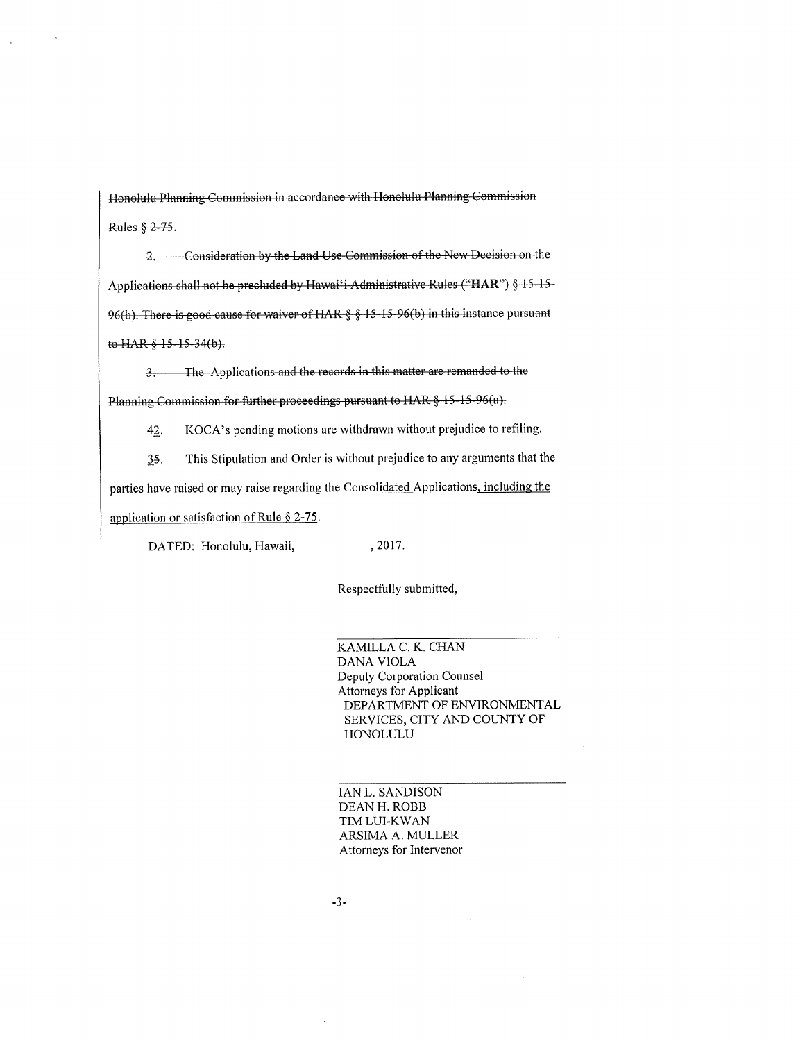~~Honolulu Planning Commission in accordance with Honolulu Planning Commission Rules § 2-75.~~

~~2. Consideration by the Land Use Commission of the New Decision on the Applications shall not be precluded by Hawai'i Administrative Rules ("**HAR**") § 15-15-96(b). There is good cause for waiver of HAR § § 15-15-96(b) in this instance pursuant to HAR § 15-15-34(b).~~

~~3. The Applications and the records in this matter are remanded to the Planning Commission for further proceedings pursuant to HAR § 15-15-96(a).~~

~~4~~2. KOCA's pending motions are withdrawn without prejudice to refiling.

~~5~~3. This Stipulation and Order is without prejudice to any arguments that the parties have raised or may raise regarding the Consolidated Applications, including the application or satisfaction of Rule § 2-75.

DATED: Honolulu, Hawaii, , 2017.

Respectfully submitted,

KAMILLA C. K. CHAN
DANA VIOLA
Deputy Corporation Counsel
Attorneys for Applicant
DEPARTMENT OF ENVIRONMENTAL SERVICES, CITY AND COUNTY OF HONOLULU

IAN L. SANDISON
DEAN H. ROBB
TIM LUI-KWAN
ARSIMA A. MULLER
Attorneys for Intervenor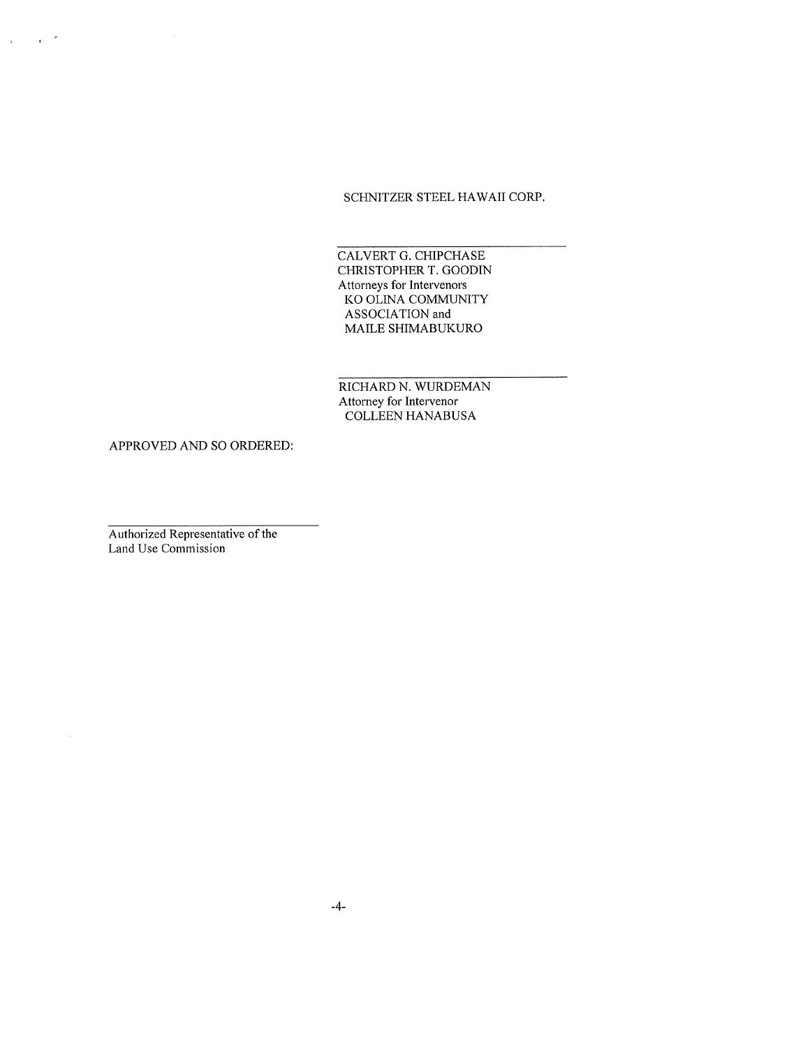SCHNITZER STEEL HAWAII CORP.

\_\_\_\_\_\_\_\_\_\_\_\_\_\_\_\_\_\_\_\_\_\_\_\_\_\_\_\_\_\_\_\_\_\_\_\_

CALVERT G. CHIPCHASE
CHRISTOPHER T. GOODIN
Attorneys for Intervenors
KO OLINA COMMUNITY ASSOCIATION and
MAILE SHIMABUKURO

\_\_\_\_\_\_\_\_\_\_\_\_\_\_\_\_\_\_\_\_\_\_\_\_\_\_\_\_\_\_\_\_\_\_\_\_

RICHARD N. WURDEMAN
Attorney for Intervenor
COLLEEN HANABUSA

APPROVED AND SO ORDERED:

\_\_\_\_\_\_\_\_\_\_\_\_\_\_\_\_\_\_\_\_\_\_\_\_\_\_\_\_\_\_\_\_\_\_\_\_

Authorized Representative of the
Land Use Commission